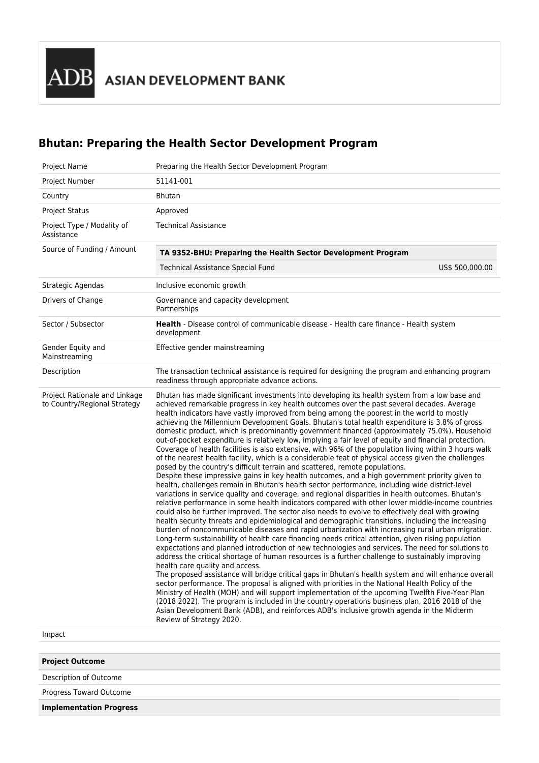ADB ASIAN DEVELOPMENT BANK

# Bhutan: Preparing the Health Sector Development Program

| | |
|---|---|
| Project Name | Preparing the Health Sector Development Program |
| Project Number | 51141-001 |
| Country | Bhutan |
| Project Status | Approved |
| Project Type / Modality of Assistance | Technical Assistance |
| Source of Funding / Amount | **TA 9352-BHU: Preparing the Health Sector Development Program**<br>Technical Assistance Special Fund US$ 500,000.00 |
| Strategic Agendas | Inclusive economic growth |
| Drivers of Change | Governance and capacity development<br>Partnerships |
| Sector / Subsector | **Health** - Disease control of communicable disease - Health care finance - Health system development |
| Gender Equity and Mainstreaming | Effective gender mainstreaming |
| Description | The transaction technical assistance is required for designing the program and enhancing program readiness through appropriate advance actions. |
| Project Rationale and Linkage to Country/Regional Strategy | Bhutan has made significant investments into developing its health system from a low base and achieved remarkable progress in key health outcomes over the past several decades. Average health indicators have vastly improved from being among the poorest in the world to mostly achieving the Millennium Development Goals. Bhutan's total health expenditure is 3.8% of gross domestic product, which is predominantly government financed (approximately 75.0%). Household out-of-pocket expenditure is relatively low, implying a fair level of equity and financial protection. Coverage of health facilities is also extensive, with 96% of the population living within 3 hours walk of the nearest health facility, which is a considerable feat of physical access given the challenges posed by the country's difficult terrain and scattered, remote populations.<br>Despite these impressive gains in key health outcomes, and a high government priority given to health, challenges remain in Bhutan's health sector performance, including wide district-level variations in service quality and coverage, and regional disparities in health outcomes. Bhutan's relative performance in some health indicators compared with other lower middle-income countries could also be further improved. The sector also needs to evolve to effectively deal with growing health security threats and epidemiological and demographic transitions, including the increasing burden of noncommunicable diseases and rapid urbanization with increasing rural urban migration. Long-term sustainability of health care financing needs critical attention, given rising population expectations and planned introduction of new technologies and services. The need for solutions to address the critical shortage of human resources is a further challenge to sustainably improving health care quality and access.<br>The proposed assistance will bridge critical gaps in Bhutan's health system and will enhance overall sector performance. The proposal is aligned with priorities in the National Health Policy of the Ministry of Health (MOH) and will support implementation of the upcoming Twelfth Five-Year Plan (2018 2022). The program is included in the country operations business plan, 2016 2018 of the Asian Development Bank (ADB), and reinforces ADB's inclusive growth agenda in the Midterm Review of Strategy 2020. |
| Impact | |

| **Project Outcome** |
|---|
| Description of Outcome |
| Progress Toward Outcome |

| **Implementation Progress** |
|---|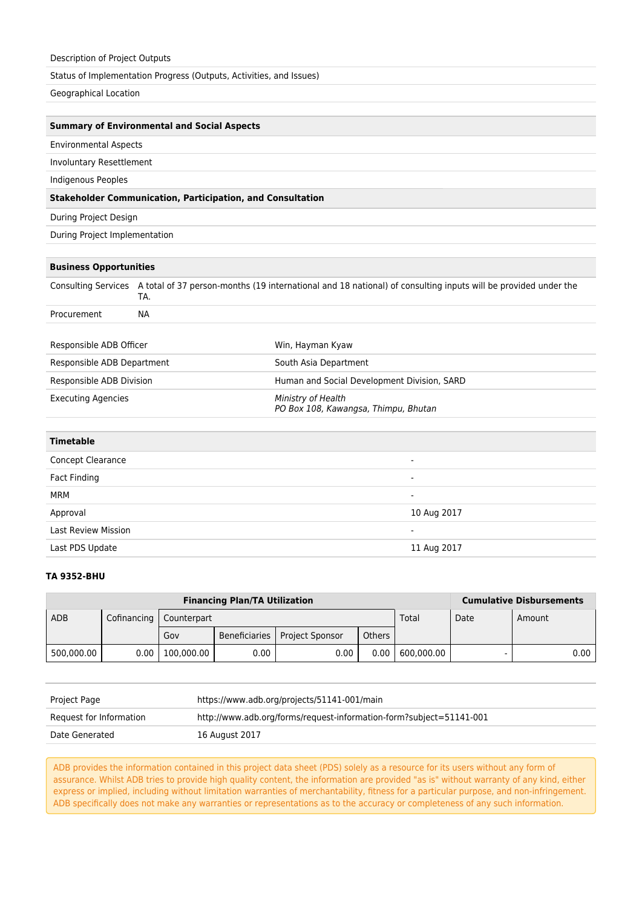| | |
|---|---|
| Description of Project Outputs | |
| Status of Implementation Progress (Outputs, Activities, and Issues) | |
| Geographical Location | |

| **Summary of Environmental and Social Aspects** | |
|---|---|
| Environmental Aspects | |
| Involuntary Resettlement | |
| Indigenous Peoples | |
| **Stakeholder Communication, Participation, and Consultation** | |
| During Project Design | |
| During Project Implementation | |

| **Business Opportunities** | |
|---|---|
| Consulting Services | A total of 37 person-months (19 international and 18 national) of consulting inputs will be provided under the TA. |
| Procurement | NA |

| | |
|---|---|
| Responsible ADB Officer | Win, Hayman Kyaw |
| Responsible ADB Department | South Asia Department |
| Responsible ADB Division | Human and Social Development Division, SARD |
| Executing Agencies | *Ministry of Health*<br>*PO Box 108, Kawangsa, Thimpu, Bhutan* |

| **Timetable** | |
|---|---|
| Concept Clearance | - |
| Fact Finding | - |
| MRM | - |
| Approval | 10 Aug 2017 |
| Last Review Mission | - |
| Last PDS Update | 11 Aug 2017 |

**TA 9352-BHU**

| Financing Plan/TA Utilization | | | | | | | | Cumulative Disbursements | |
|---|---|---|---|---|---|---|---|---|---|
| ADB | Cofinancing | Counterpart | | | | | Total | Date | Amount |
| | | Gov | Beneficiaries | Project Sponsor | Others | | | | |
| 500,000.00 | 0.00 | 100,000.00 | 0.00 | 0.00 | 0.00 | | 600,000.00 | - | 0.00 |

| | |
|---|---|
| Project Page | https://www.adb.org/projects/51141-001/main |
| Request for Information | http://www.adb.org/forms/request-information-form?subject=51141-001 |
| Date Generated | 16 August 2017 |

ADB provides the information contained in this project data sheet (PDS) solely as a resource for its users without any form of assurance. Whilst ADB tries to provide high quality content, the information are provided "as is" without warranty of any kind, either express or implied, including without limitation warranties of merchantability, fitness for a particular purpose, and non-infringement. ADB specifically does not make any warranties or representations as to the accuracy or completeness of any such information.